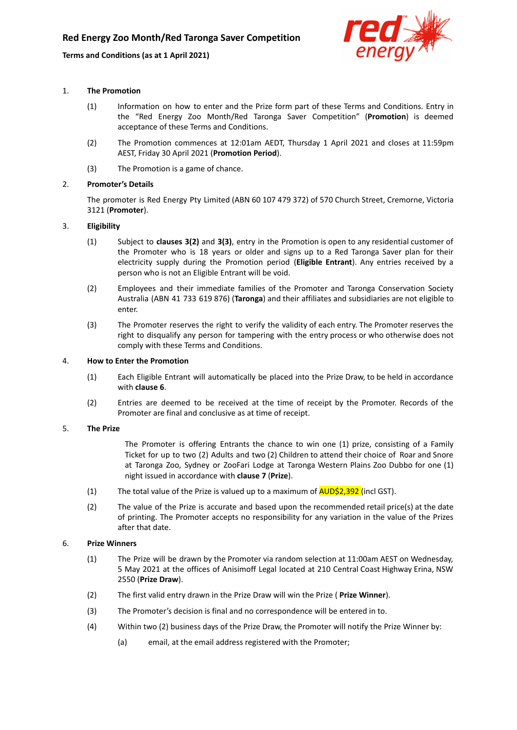# Red Energy Zoo Month/Red Taronga Saver Competition

**Terms and Conditions (as at 1 April 2021)**

1. **The Promotion**

   (1) Information on how to enter and the Prize form part of these Terms and Conditions. Entry in the "Red Energy Zoo Month/Red Taronga Saver Competition" (**Promotion**) is deemed acceptance of these Terms and Conditions.

   (2) The Promotion commences at 12:01am AEDT, Thursday 1 April 2021 and closes at 11:59pm AEST, Friday 30 April 2021 (**Promotion Period**).

   (3) The Promotion is a game of chance.

2. **Promoter's Details**

   The promoter is Red Energy Pty Limited (ABN 60 107 479 372) of 570 Church Street, Cremorne, Victoria 3121 (**Promoter**).

3. **Eligibility**

   (1) Subject to **clauses 3(2)** and **3(3)**, entry in the Promotion is open to any residential customer of the Promoter who is 18 years or older and signs up to a Red Taronga Saver plan for their electricity supply during the Promotion period (**Eligible Entrant**). Any entries received by a person who is not an Eligible Entrant will be void.

   (2) Employees and their immediate families of the Promoter and Taronga Conservation Society Australia (ABN 41 733 619 876) (**Taronga**) and their affiliates and subsidiaries are not eligible to enter.

   (3) The Promoter reserves the right to verify the validity of each entry. The Promoter reserves the right to disqualify any person for tampering with the entry process or who otherwise does not comply with these Terms and Conditions.

4. **How to Enter the Promotion**

   (1) Each Eligible Entrant will automatically be placed into the Prize Draw, to be held in accordance with **clause 6**.

   (2) Entries are deemed to be received at the time of receipt by the Promoter. Records of the Promoter are final and conclusive as at time of receipt.

5. **The Prize**

   The Promoter is offering Entrants the chance to win one (1) prize, consisting of a Family Ticket for up to two (2) Adults and two (2) Children to attend their choice of Roar and Snore at Taronga Zoo, Sydney or ZooFari Lodge at Taronga Western Plains Zoo Dubbo for one (1) night issued in accordance with **clause 7** (**Prize**).

   (1) The total value of the Prize is valued up to a maximum of AUD$2,392 (incl GST).

   (2) The value of the Prize is accurate and based upon the recommended retail price(s) at the date of printing. The Promoter accepts no responsibility for any variation in the value of the Prizes after that date.

6. **Prize Winners**

   (1) The Prize will be drawn by the Promoter via random selection at 11:00am AEST on Wednesday, 5 May 2021 at the offices of Anisimoff Legal located at 210 Central Coast Highway Erina, NSW 2550 (**Prize Draw**).

   (2) The first valid entry drawn in the Prize Draw will win the Prize ( **Prize Winner**).

   (3) The Promoter's decision is final and no correspondence will be entered in to.

   (4) Within two (2) business days of the Prize Draw, the Promoter will notify the Prize Winner by:

      (a) email, at the email address registered with the Promoter;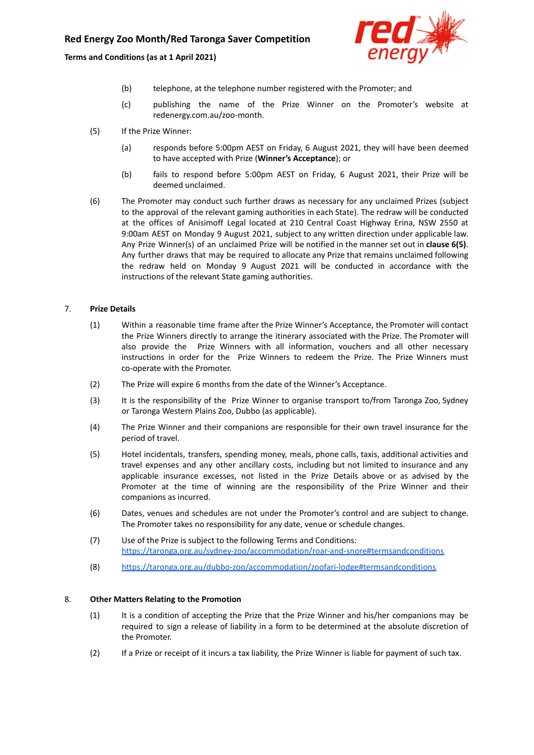(b) telephone, at the telephone number registered with the Promoter; and

(c) publishing the name of the Prize Winner on the Promoter's website at redenergy.com.au/zoo-month.

(5) If the Prize Winner:

(a) responds before 5:00pm AEST on Friday, 6 August 2021, they will have been deemed to have accepted with Prize (**Winner's Acceptance**); or

(b) fails to respond before 5:00pm AEST on Friday, 6 August 2021, their Prize will be deemed unclaimed.

(6) The Promoter may conduct such further draws as necessary for any unclaimed Prizes (subject to the approval of the relevant gaming authorities in each State). The redraw will be conducted at the offices of Anisimoff Legal located at 210 Central Coast Highway Erina, NSW 2550 at 9:00am AEST on Monday 9 August 2021, subject to any written direction under applicable law. Any Prize Winner(s) of an unclaimed Prize will be notified in the manner set out in **clause 6(5)**. Any further draws that may be required to allocate any Prize that remains unclaimed following the redraw held on Monday 9 August 2021 will be conducted in accordance with the instructions of the relevant State gaming authorities.

## 7. Prize Details

(1) Within a reasonable time frame after the Prize Winner's Acceptance, the Promoter will contact the Prize Winners directly to arrange the itinerary associated with the Prize. The Promoter will also provide the Prize Winners with all information, vouchers and all other necessary instructions in order for the Prize Winners to redeem the Prize. The Prize Winners must co-operate with the Promoter.

(2) The Prize will expire 6 months from the date of the Winner's Acceptance.

(3) It is the responsibility of the Prize Winner to organise transport to/from Taronga Zoo, Sydney or Taronga Western Plains Zoo, Dubbo (as applicable).

(4) The Prize Winner and their companions are responsible for their own travel insurance for the period of travel.

(5) Hotel incidentals, transfers, spending money, meals, phone calls, taxis, additional activities and travel expenses and any other ancillary costs, including but not limited to insurance and any applicable insurance excesses, not listed in the Prize Details above or as advised by the Promoter at the time of winning are the responsibility of the Prize Winner and their companions as incurred.

(6) Dates, venues and schedules are not under the Promoter's control and are subject to change. The Promoter takes no responsibility for any date, venue or schedule changes.

(7) Use of the Prize is subject to the following Terms and Conditions: https://taronga.org.au/sydney-zoo/accommodation/roar-and-snore#termsandconditions

(8) https://taronga.org.au/dubbo-zoo/accommodation/zoofari-lodge#termsandconditions

## 8. Other Matters Relating to the Promotion

(1) It is a condition of accepting the Prize that the Prize Winner and his/her companions may be required to sign a release of liability in a form to be determined at the absolute discretion of the Promoter.

(2) If a Prize or receipt of it incurs a tax liability, the Prize Winner is liable for payment of such tax.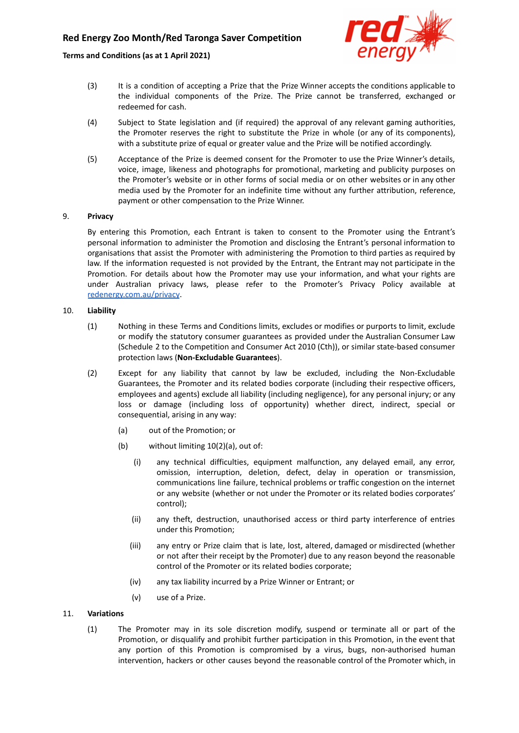(3) It is a condition of accepting a Prize that the Prize Winner accepts the conditions applicable to the individual components of the Prize. The Prize cannot be transferred, exchanged or redeemed for cash.

(4) Subject to State legislation and (if required) the approval of any relevant gaming authorities, the Promoter reserves the right to substitute the Prize in whole (or any of its components), with a substitute prize of equal or greater value and the Prize will be notified accordingly.

(5) Acceptance of the Prize is deemed consent for the Promoter to use the Prize Winner's details, voice, image, likeness and photographs for promotional, marketing and publicity purposes on the Promoter's website or in other forms of social media or on other websites or in any other media used by the Promoter for an indefinite time without any further attribution, reference, payment or other compensation to the Prize Winner.

9. **Privacy**

By entering this Promotion, each Entrant is taken to consent to the Promoter using the Entrant's personal information to administer the Promotion and disclosing the Entrant's personal information to organisations that assist the Promoter with administering the Promotion to third parties as required by law. If the information requested is not provided by the Entrant, the Entrant may not participate in the Promotion. For details about how the Promoter may use your information, and what your rights are under Australian privacy laws, please refer to the Promoter's Privacy Policy available at [redenergy.com.au/privacy](redenergy.com.au/privacy).

10. **Liability**

(1) Nothing in these Terms and Conditions limits, excludes or modifies or purports to limit, exclude or modify the statutory consumer guarantees as provided under the Australian Consumer Law (Schedule 2 to the Competition and Consumer Act 2010 (Cth)), or similar state-based consumer protection laws (**Non-Excludable Guarantees**).

(2) Except for any liability that cannot by law be excluded, including the Non-Excludable Guarantees, the Promoter and its related bodies corporate (including their respective officers, employees and agents) exclude all liability (including negligence), for any personal injury; or any loss or damage (including loss of opportunity) whether direct, indirect, special or consequential, arising in any way:

(a) out of the Promotion; or

(b) without limiting 10(2)(a), out of:

(i) any technical difficulties, equipment malfunction, any delayed email, any error, omission, interruption, deletion, defect, delay in operation or transmission, communications line failure, technical problems or traffic congestion on the internet or any website (whether or not under the Promoter or its related bodies corporates' control);

(ii) any theft, destruction, unauthorised access or third party interference of entries under this Promotion;

(iii) any entry or Prize claim that is late, lost, altered, damaged or misdirected (whether or not after their receipt by the Promoter) due to any reason beyond the reasonable control of the Promoter or its related bodies corporate;

(iv) any tax liability incurred by a Prize Winner or Entrant; or

(v) use of a Prize.

11. **Variations**

(1) The Promoter may in its sole discretion modify, suspend or terminate all or part of the Promotion, or disqualify and prohibit further participation in this Promotion, in the event that any portion of this Promotion is compromised by a virus, bugs, non-authorised human intervention, hackers or other causes beyond the reasonable control of the Promoter which, in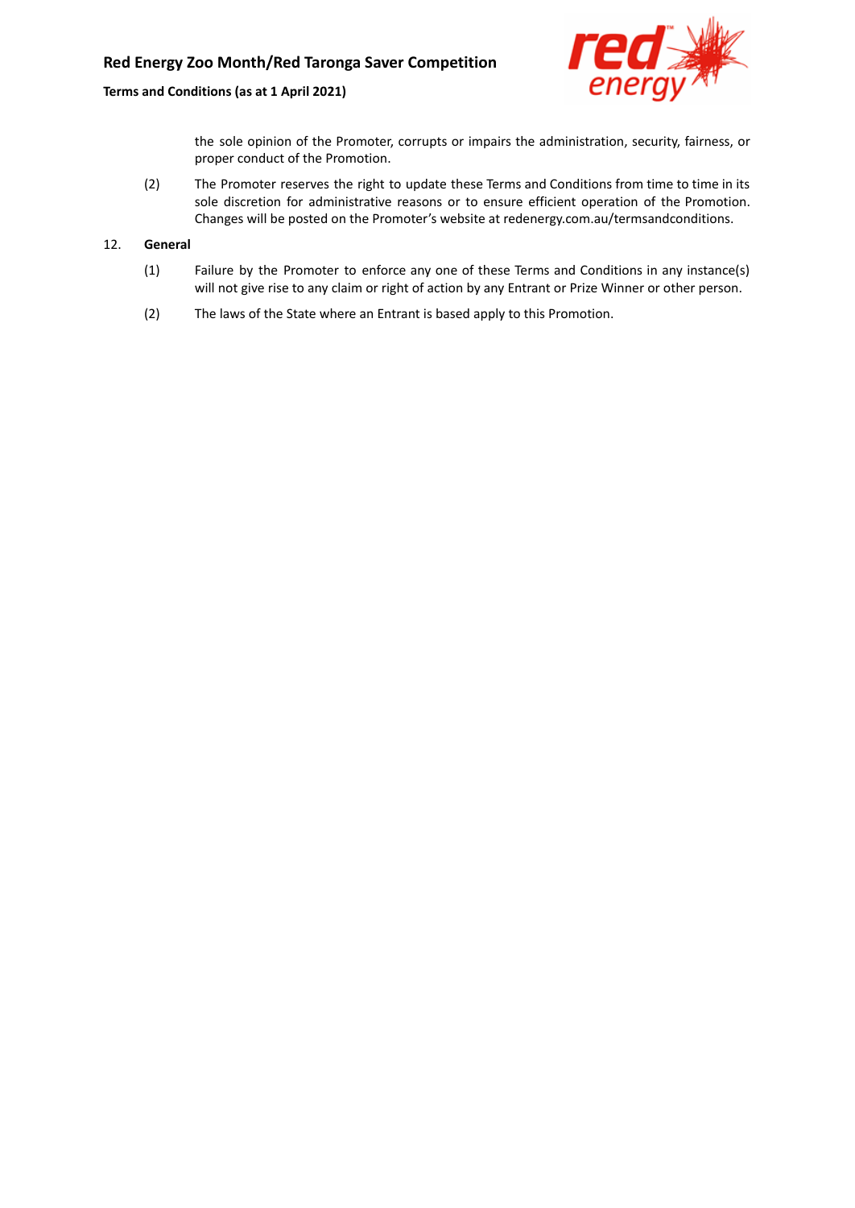the sole opinion of the Promoter, corrupts or impairs the administration, security, fairness, or proper conduct of the Promotion.

(2) The Promoter reserves the right to update these Terms and Conditions from time to time in its sole discretion for administrative reasons or to ensure efficient operation of the Promotion. Changes will be posted on the Promoter's website at redenergy.com.au/termsandconditions.

12. **General**

(1) Failure by the Promoter to enforce any one of these Terms and Conditions in any instance(s) will not give rise to any claim or right of action by any Entrant or Prize Winner or other person.

(2) The laws of the State where an Entrant is based apply to this Promotion.